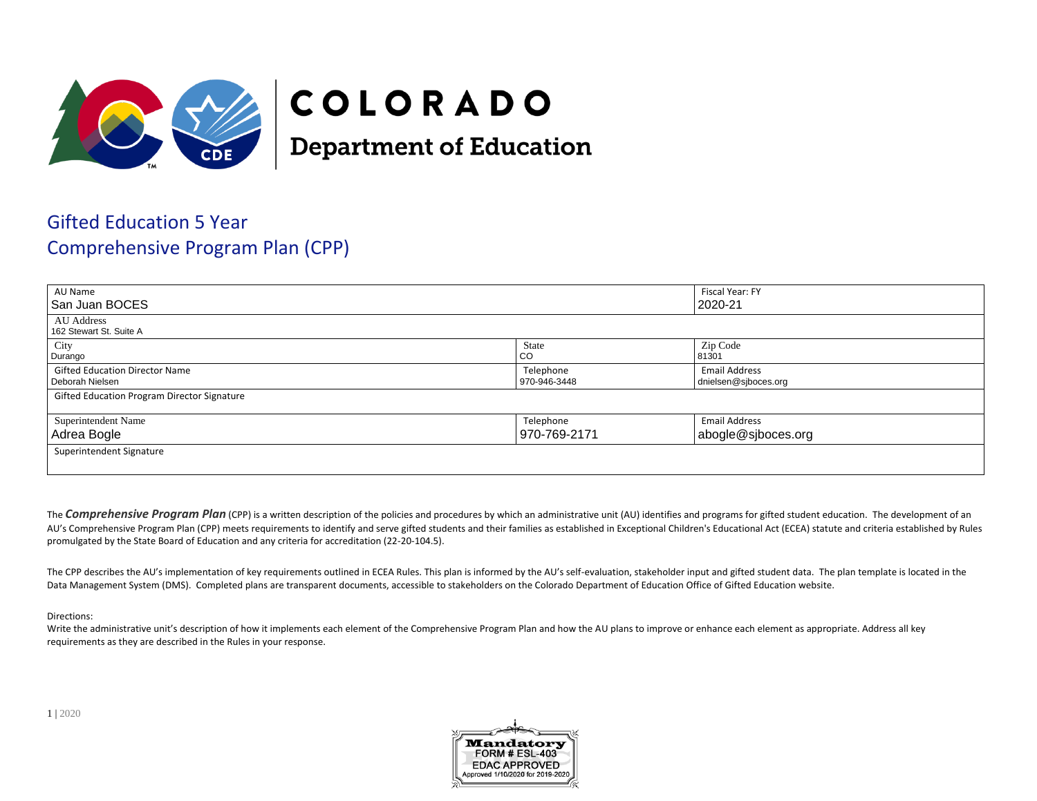# COLORADO
## Department of Education

# Gifted Education 5 Year Comprehensive Program Plan (CPP)

| AU Name<br>San Juan BOCES | | Fiscal Year: FY<br>2020-21 |
|---|---|---|
| AU Address<br>162 Stewart St. Suite A | | |
| City<br>Durango | State<br>CO | Zip Code<br>81301 |
| Gifted Education Director Name<br>Deborah Nielsen | Telephone<br>970-946-3448 | Email Address<br>dnielsen@sjboces.org |
| Gifted Education Program Director Signature | | |
| Superintendent Name<br>Adrea Bogle | Telephone<br>970-769-2171 | Email Address<br>abogle@sjboces.org |
| Superintendent Signature | | |

The ***Comprehensive Program Plan*** (CPP) is a written description of the policies and procedures by which an administrative unit (AU) identifies and programs for gifted student education. The development of an AU's Comprehensive Program Plan (CPP) meets requirements to identify and serve gifted students and their families as established in Exceptional Children's Educational Act (ECEA) statute and criteria established by Rules promulgated by the State Board of Education and any criteria for accreditation (22-20-104.5).

The CPP describes the AU's implementation of key requirements outlined in ECEA Rules. This plan is informed by the AU's self-evaluation, stakeholder input and gifted student data. The plan template is located in the Data Management System (DMS). Completed plans are transparent documents, accessible to stakeholders on the Colorado Department of Education Office of Gifted Education website.

Directions:
Write the administrative unit's description of how it implements each element of the Comprehensive Program Plan and how the AU plans to improve or enhance each element as appropriate. Address all key requirements as they are described in the Rules in your response.

Mandatory
FORM # ESL-403
EDAC APPROVED
Approved 1/10/2020 for 2019-2020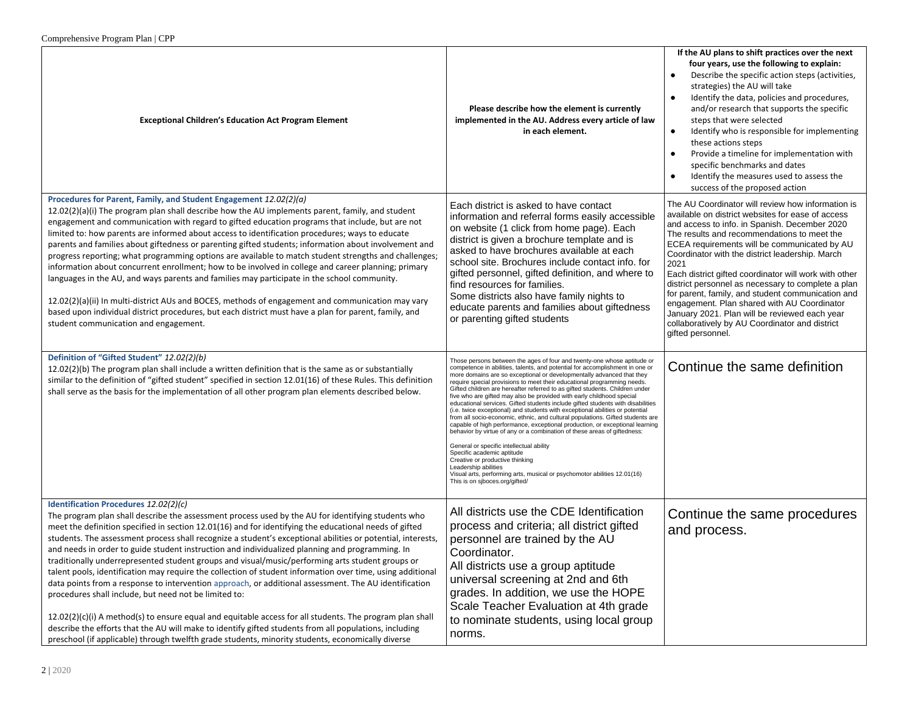| Exceptional Children's Education Act Program Element | Please describe how the element is currently implemented in the AU. Address every article of law in each element. | If the AU plans to shift practices over the next four years, use the following to explain:<br>● Describe the specific action steps (activities, strategies) the AU will take<br>● Identify the data, policies and procedures, and/or research that supports the specific steps that were selected<br>● Identify who is responsible for implementing these actions steps<br>● Provide a timeline for implementation with specific benchmarks and dates<br>● Identify the measures used to assess the success of the proposed action |
|---|---|---|
| **Procedures for Parent, Family, and Student Engagement** *12.02(2)(a)*<br>12.02(2)(a)(i) The program plan shall describe how the AU implements parent, family, and student engagement and communication with regard to gifted education programs that include, but are not limited to: how parents are informed about access to identification procedures; ways to educate parents and families about giftedness or parenting gifted students; information about involvement and progress reporting; what programming options are available to match student strengths and challenges; information about concurrent enrollment; how to be involved in college and career planning; primary languages in the AU, and ways parents and families may participate in the school community.<br><br>12.02(2)(a)(ii) In multi-district AUs and BOCES, methods of engagement and communication may vary based upon individual district procedures, but each district must have a plan for parent, family, and student communication and engagement. | Each district is asked to have contact information and referral forms easily accessible on website (1 click from home page). Each district is given a brochure template and is asked to have brochures available at each school site. Brochures include contact info. for gifted personnel, gifted definition, and where to find resources for families.<br>Some districts also have family nights to educate parents and families about giftedness or parenting gifted students | The AU Coordinator will review how information is available on district websites for ease of access and access to info. in Spanish. December 2020<br>The results and recommendations to meet the ECEA requirements will be communicated by AU Coordinator with the district leadership. March 2021<br>Each district gifted coordinator will work with other district personnel as necessary to complete a plan for parent, family, and student communication and engagement. Plan shared with AU Coordinator January 2021. Plan will be reviewed each year collaboratively by AU Coordinator and district gifted personnel. |
| **Definition of "Gifted Student"** *12.02(2)(b)*<br>12.02(2)(b) The program plan shall include a written definition that is the same as or substantially similar to the definition of "gifted student" specified in section 12.01(16) of these Rules. This definition shall serve as the basis for the implementation of all other program plan elements described below. | Those persons between the ages of four and twenty-one whose aptitude or competence in abilities, talents, and potential for accomplishment in one or more domains are so exceptional or developmentally advanced that they require special provisions to meet their educational programming needs. Gifted children are hereafter referred to as gifted students. Children under five who are gifted may also be provided with early childhood special educational services. Gifted students include gifted students with disabilities (i.e. twice exceptional) and students with exceptional abilities or potential from all socio-economic, ethnic, and cultural populations. Gifted students are capable of high performance, exceptional production, or exceptional learning behavior by virtue of any or a combination of these areas of giftedness:<br><br>General or specific intellectual ability<br>Specific academic aptitude<br>Creative or productive thinking<br>Leadership abilities<br>Visual arts, performing arts, musical or psychomotor abilities 12.01(16)<br>This is on sjboces.org/gifted/ | Continue the same definition |
| **Identification Procedures** *12.02(2)(c)*<br>The program plan shall describe the assessment process used by the AU for identifying students who meet the definition specified in section 12.01(16) and for identifying the educational needs of gifted students. The assessment process shall recognize a student's exceptional abilities or potential, interests, and needs in order to guide student instruction and individualized planning and programming. In traditionally underrepresented student groups and visual/music/performing arts student groups or talent pools, identification may require the collection of student information over time, using additional data points from a response to intervention approach, or additional assessment. The AU identification procedures shall include, but need not be limited to:<br><br>12.02(2)(c)(i) A method(s) to ensure equal and equitable access for all students. The program plan shall describe the efforts that the AU will make to identify gifted students from all populations, including preschool (if applicable) through twelfth grade students, minority students, economically diverse | All districts use the CDE Identification process and criteria; all district gifted personnel are trained by the AU Coordinator.<br>All districts use a group aptitude universal screening at 2nd and 6th grades. In addition, we use the HOPE Scale Teacher Evaluation at 4th grade to nominate students, using local group norms. | Continue the same procedures and process. |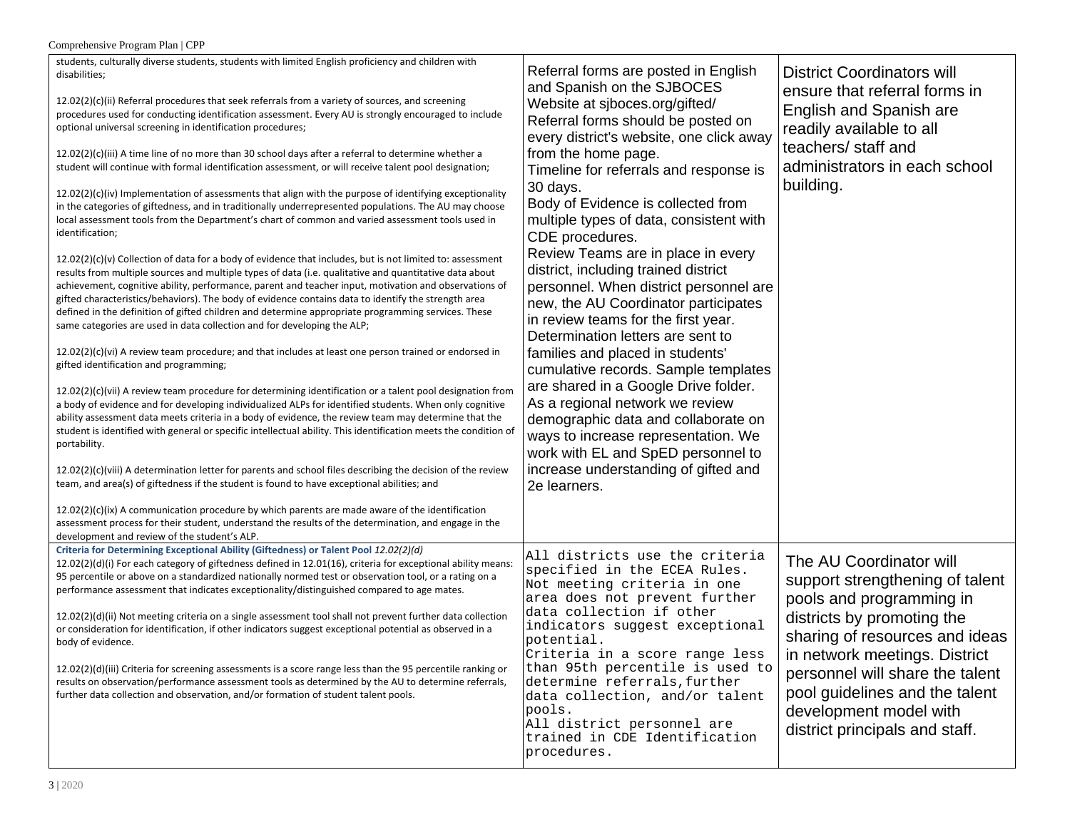| | | |
|---|---|---|
| students, culturally diverse students, students with limited English proficiency and children with disabilities;<br><br>12.02(2)(c)(ii) Referral procedures that seek referrals from a variety of sources, and screening procedures used for conducting identification assessment. Every AU is strongly encouraged to include optional universal screening in identification procedures;<br><br>12.02(2)(c)(iii) A time line of no more than 30 school days after a referral to determine whether a student will continue with formal identification assessment, or will receive talent pool designation;<br><br>12.02(2)(c)(iv) Implementation of assessments that align with the purpose of identifying exceptionality in the categories of giftedness, and in traditionally underrepresented populations. The AU may choose local assessment tools from the Department's chart of common and varied assessment tools used in identification;<br><br>12.02(2)(c)(v) Collection of data for a body of evidence that includes, but is not limited to: assessment results from multiple sources and multiple types of data (i.e. qualitative and quantitative data about achievement, cognitive ability, performance, parent and teacher input, motivation and observations of gifted characteristics/behaviors). The body of evidence contains data to identify the strength area defined in the definition of gifted children and determine appropriate programming services. These same categories are used in data collection and for developing the ALP;<br><br>12.02(2)(c)(vi) A review team procedure; and that includes at least one person trained or endorsed in gifted identification and programming;<br><br>12.02(2)(c)(vii) A review team procedure for determining identification or a talent pool designation from a body of evidence and for developing individualized ALPs for identified students. When only cognitive ability assessment data meets criteria in a body of evidence, the review team may determine that the student is identified with general or specific intellectual ability. This identification meets the condition of portability.<br><br>12.02(2)(c)(viii) A determination letter for parents and school files describing the decision of the review team, and area(s) of giftedness if the student is found to have exceptional abilities; and<br><br>12.02(2)(c)(ix) A communication procedure by which parents are made aware of the identification assessment process for their student, understand the results of the determination, and engage in the development and review of the student's ALP. | Referral forms are posted in English and Spanish on the SJBOCES Website at sjboces.org/gifted/<br>Referral forms should be posted on every district's website, one click away from the home page.<br>Timeline for referrals and response is 30 days.<br>Body of Evidence is collected from multiple types of data, consistent with CDE procedures.<br>Review Teams are in place in every district, including trained district personnel. When district personnel are new, the AU Coordinator participates in review teams for the first year.<br>Determination letters are sent to families and placed in students' cumulative records. Sample templates are shared in a Google Drive folder.<br>As a regional network we review demographic data and collaborate on ways to increase representation. We work with EL and SpED personnel to increase understanding of gifted and 2e learners. | District Coordinators will ensure that referral forms in English and Spanish are readily available to all teachers/ staff and administrators in each school building. |
| **Criteria for Determining Exceptional Ability (Giftedness) or Talent Pool** *12.02(2)(d)*<br>12.02(2)(d)(i) For each category of giftedness defined in 12.01(16), criteria for exceptional ability means: 95 percentile or above on a standardized nationally normed test or observation tool, or a rating on a performance assessment that indicates exceptionality/distinguished compared to age mates.<br><br>12.02(2)(d)(ii) Not meeting criteria on a single assessment tool shall not prevent further data collection or consideration for identification, if other indicators suggest exceptional potential as observed in a body of evidence.<br><br>12.02(2)(d)(iii) Criteria for screening assessments is a score range less than the 95 percentile ranking or results on observation/performance assessment tools as determined by the AU to determine referrals, further data collection and observation, and/or formation of student talent pools. | All districts use the criteria specified in the ECEA Rules. Not meeting criteria in one area does not prevent further data collection if other indicators suggest exceptional potential.<br>Criteria in a score range less than 95th percentile is used to determine referrals, further data collection, and/or talent pools.<br>All district personnel are trained in CDE Identification procedures. | The AU Coordinator will support strengthening of talent pools and programming in districts by promoting the sharing of resources and ideas in network meetings. District personnel will share the talent pool guidelines and the talent development model with district principals and staff. |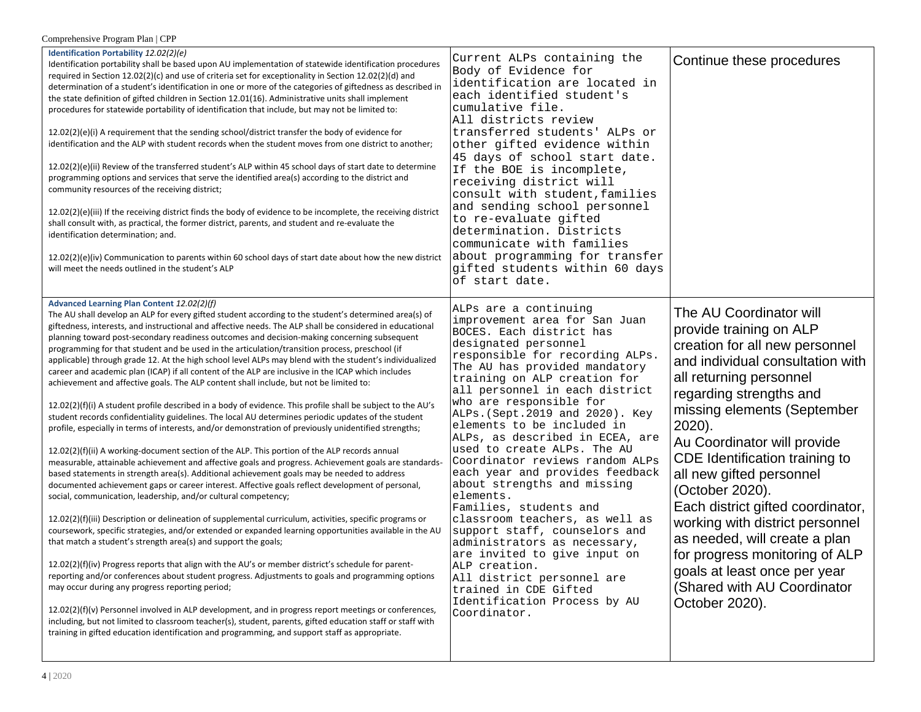| | | |
|---|---|---|
| **Identification Portability** *12.02(2)(e)*<br>Identification portability shall be based upon AU implementation of statewide identification procedures required in Section 12.02(2)(c) and use of criteria set for exceptionality in Section 12.02(2)(d) and determination of a student's identification in one or more of the categories of giftedness as described in the state definition of gifted children in Section 12.01(16). Administrative units shall implement procedures for statewide portability of identification that include, but may not be limited to:<br><br>12.02(2)(e)(i) A requirement that the sending school/district transfer the body of evidence for identification and the ALP with student records when the student moves from one district to another;<br><br>12.02(2)(e)(ii) Review of the transferred student's ALP within 45 school days of start date to determine programming options and services that serve the identified area(s) according to the district and community resources of the receiving district;<br><br>12.02(2)(e)(iii) If the receiving district finds the body of evidence to be incomplete, the receiving district shall consult with, as practical, the former district, parents, and student and re-evaluate the identification determination; and.<br><br>12.02(2)(e)(iv) Communication to parents within 60 school days of start date about how the new district will meet the needs outlined in the student's ALP | Current ALPs containing the Body of Evidence for identification are located in each identified student's cumulative file.<br>All districts review transferred students' ALPs or other gifted evidence within 45 days of school start date. If the BOE is incomplete, receiving district will consult with student,families and sending school personnel to re-evaluate gifted determination. Districts communicate with families about programming for transfer gifted students within 60 days of start date. | Continue these procedures |
| **Advanced Learning Plan Content** *12.02(2)(f)*<br>The AU shall develop an ALP for every gifted student according to the student's determined area(s) of giftedness, interests, and instructional and affective needs. The ALP shall be considered in educational planning toward post-secondary readiness outcomes and decision-making concerning subsequent programming for that student and be used in the articulation/transition process, preschool (if applicable) through grade 12. At the high school level ALPs may blend with the student's individualized career and academic plan (ICAP) if all content of the ALP are inclusive in the ICAP which includes achievement and affective goals. The ALP content shall include, but not be limited to:<br><br>12.02(2)(f)(i) A student profile described in a body of evidence. This profile shall be subject to the AU's student records confidentiality guidelines. The local AU determines periodic updates of the student profile, especially in terms of interests, and/or demonstration of previously unidentified strengths;<br><br>12.02(2)(f)(ii) A working-document section of the ALP. This portion of the ALP records annual measurable, attainable achievement and affective goals and progress. Achievement goals are standards-based statements in strength area(s). Additional achievement goals may be needed to address documented achievement gaps or career interest. Affective goals reflect development of personal, social, communication, leadership, and/or cultural competency;<br><br>12.02(2)(f)(iii) Description or delineation of supplemental curriculum, activities, specific programs or coursework, specific strategies, and/or extended or expanded learning opportunities available in the AU that match a student's strength area(s) and support the goals;<br><br>12.02(2)(f)(iv) Progress reports that align with the AU's or member district's schedule for parent-reporting and/or conferences about student progress. Adjustments to goals and programming options may occur during any progress reporting period;<br><br>12.02(2)(f)(v) Personnel involved in ALP development, and in progress report meetings or conferences, including, but not limited to classroom teacher(s), student, parents, gifted education staff or staff with training in gifted education identification and programming, and support staff as appropriate. | ALPs are a continuing improvement area for San Juan BOCES. Each district has designated personnel responsible for recording ALPs. The AU has provided mandatory training on ALP creation for all personnel in each district who are responsible for ALPs.(Sept.2019 and 2020). Key elements to be included in ALPs, as described in ECEA, are used to create ALPs. The AU Coordinator reviews random ALPs each year and provides feedback about strengths and missing elements.<br>Families, students and classroom teachers, as well as support staff, counselors and administrators as necessary, are invited to give input on ALP creation.<br>All district personnel are trained in CDE Gifted Identification Process by AU Coordinator. | The AU Coordinator will provide training on ALP creation for all new personnel and individual consultation with all returning personnel regarding strengths and missing elements (September 2020).<br>Au Coordinator will provide CDE Identification training to all new gifted personnel (October 2020).<br>Each district gifted coordinator, working with district personnel as needed, will create a plan for progress monitoring of ALP goals at least once per year (Shared with AU Coordinator October 2020). |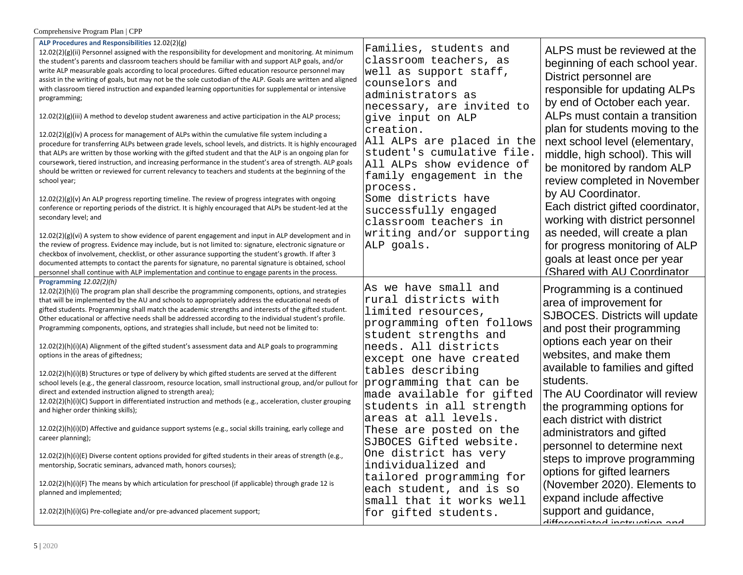| | | |
|---|---|---|
| **ALP Procedures and Responsibilities** 12.02(2)(g)<br>12.02(2)(g)(ii) Personnel assigned with the responsibility for development and monitoring. At minimum the student's parents and classroom teachers should be familiar with and support ALP goals, and/or write ALP measurable goals according to local procedures. Gifted education resource personnel may assist in the writing of goals, but may not be the sole custodian of the ALP. Goals are written and aligned with classroom tiered instruction and expanded learning opportunities for supplemental or intensive programming;<br><br>12.02(2)(g)(iii) A method to develop student awareness and active participation in the ALP process;<br><br>12.02(2)(g)(iv) A process for management of ALPs within the cumulative file system including a procedure for transferring ALPs between grade levels, school levels, and districts. It is highly encouraged that ALPs are written by those working with the gifted student and that the ALP is an ongoing plan for coursework, tiered instruction, and increasing performance in the student's area of strength. ALP goals should be written or reviewed for current relevancy to teachers and students at the beginning of the school year;<br><br>12.02(2)(g)(v) An ALP progress reporting timeline. The review of progress integrates with ongoing conference or reporting periods of the district. It is highly encouraged that ALPs be student-led at the secondary level; and<br><br>12.02(2)(g)(vi) A system to show evidence of parent engagement and input in ALP development and in the review of progress. Evidence may include, but is not limited to: signature, electronic signature or checkbox of involvement, checklist, or other assurance supporting the student's growth. If after 3 documented attempts to contact the parents for signature, no parental signature is obtained, school personnel shall continue with ALP implementation and continue to engage parents in the process. | Families, students and classroom teachers, as well as support staff, counselors and administrators as necessary, are invited to give input on ALP creation.<br>All ALPs are placed in the student's cumulative file.<br>All ALPs show evidence of family engagement in the process.<br>Some districts have successfully engaged classroom teachers in writing and/or supporting ALP goals. | ALPS must be reviewed at the beginning of each school year. District personnel are responsible for updating ALPs by end of October each year. ALPs must contain a transition plan for students moving to the next school level (elementary, middle, high school). This will be monitored by random ALP review completed in November by AU Coordinator.<br>Each district gifted coordinator, working with district personnel as needed, will create a plan for progress monitoring of ALP goals at least once per year (Shared with AU Coordinator |
| **Programming** *12.02(2)(h)*<br>12.02(2)(h)(i) The program plan shall describe the programming components, options, and strategies that will be implemented by the AU and schools to appropriately address the educational needs of gifted students. Programming shall match the academic strengths and interests of the gifted student. Other educational or affective needs shall be addressed according to the individual student's profile. Programming components, options, and strategies shall include, but need not be limited to:<br><br>12.02(2)(h)(i)(A) Alignment of the gifted student's assessment data and ALP goals to programming options in the areas of giftedness;<br><br>12.02(2)(h)(i)(B) Structures or type of delivery by which gifted students are served at the different school levels (e.g., the general classroom, resource location, small instructional group, and/or pullout for direct and extended instruction aligned to strength area);<br>12.02(2)(h)(i)(C) Support in differentiated instruction and methods (e.g., acceleration, cluster grouping and higher order thinking skills);<br><br>12.02(2)(h)(i)(D) Affective and guidance support systems (e.g., social skills training, early college and career planning);<br><br>12.02(2)(h)(i)(E) Diverse content options provided for gifted students in their areas of strength (e.g., mentorship, Socratic seminars, advanced math, honors courses);<br><br>12.02(2)(h)(i)(F) The means by which articulation for preschool (if applicable) through grade 12 is planned and implemented;<br><br>12.02(2)(h)(i)(G) Pre-collegiate and/or pre-advanced placement support; | As we have small and rural districts with limited resources, programming often follows student strengths and needs. All districts except one have created tables describing programming that can be made available for gifted students in all strength areas at all levels. These are posted on the SJBOCES Gifted website. One district has very individualized and tailored programming for each student, and is so small that it works well for gifted students. | Programming is a continued area of improvement for SJBOCES. Districts will update and post their programming options each year on their websites, and make them available to families and gifted students.<br>The AU Coordinator will review the programming options for each district with district administrators and gifted personnel to determine next steps to improve programming options for gifted learners (November 2020). Elements to expand include affective support and guidance, differentiated instruction and |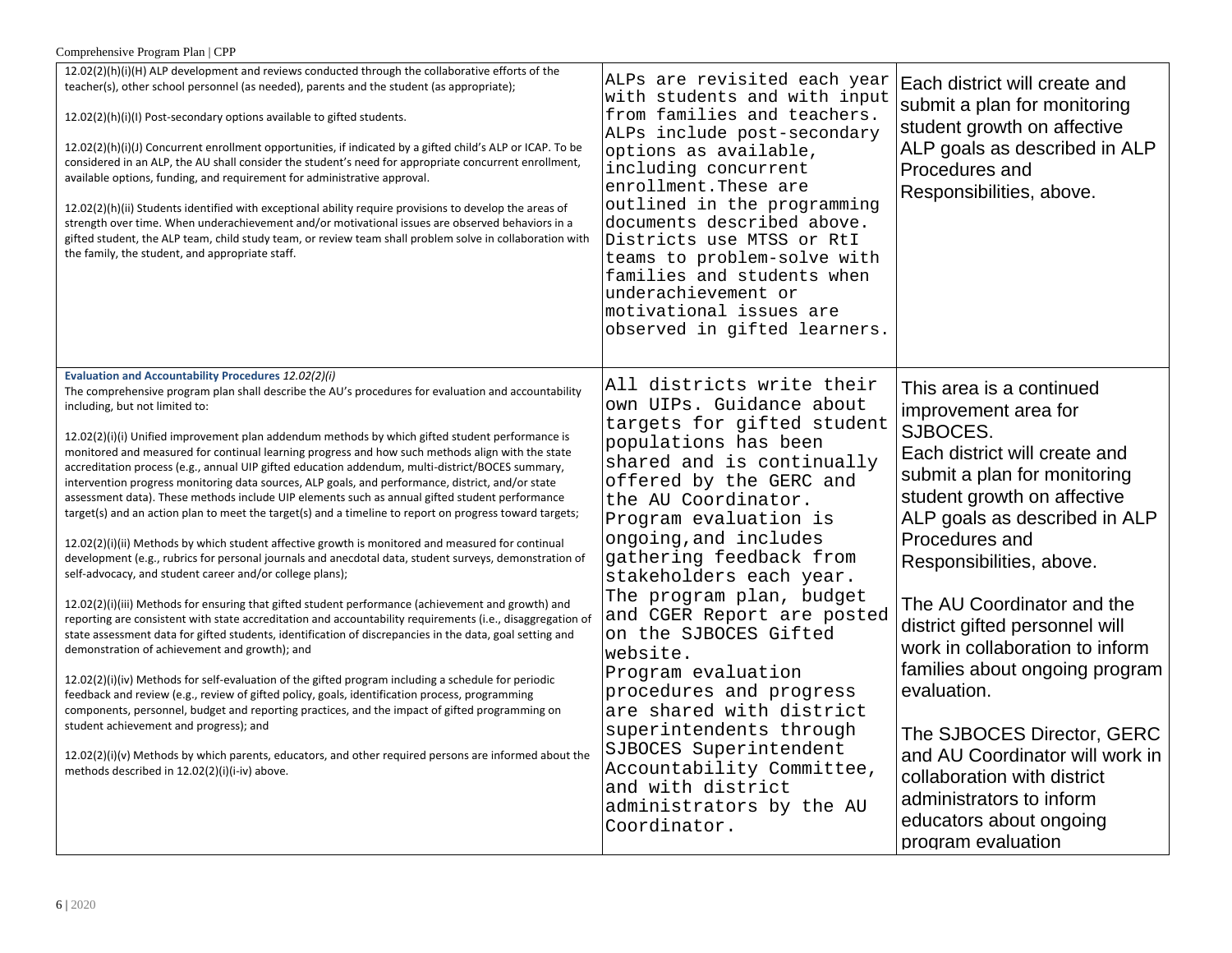| | | |
|---|---|---|
| 12.02(2)(h)(i)(H) ALP development and reviews conducted through the collaborative efforts of the teacher(s), other school personnel (as needed), parents and the student (as appropriate);<br><br>12.02(2)(h)(i)(I) Post-secondary options available to gifted students.<br><br>12.02(2)(h)(i)(J) Concurrent enrollment opportunities, if indicated by a gifted child's ALP or ICAP. To be considered in an ALP, the AU shall consider the student's need for appropriate concurrent enrollment, available options, funding, and requirement for administrative approval.<br><br>12.02(2)(h)(ii) Students identified with exceptional ability require provisions to develop the areas of strength over time. When underachievement and/or motivational issues are observed behaviors in a gifted student, the ALP team, child study team, or review team shall problem solve in collaboration with the family, the student, and appropriate staff. | ALPs are revisited each year with students and with input from families and teachers. ALPs include post-secondary options as available, including concurrent enrollment.These are outlined in the programming documents described above. Districts use MTSS or RtI teams to problem-solve with families and students when underachievement or motivational issues are observed in gifted learners. | Each district will create and submit a plan for monitoring student growth on affective ALP goals as described in ALP Procedures and Responsibilities, above. |
| **Evaluation and Accountability Procedures** *12.02(2)(i)*<br>The comprehensive program plan shall describe the AU's procedures for evaluation and accountability including, but not limited to:<br><br>12.02(2)(i)(i) Unified improvement plan addendum methods by which gifted student performance is monitored and measured for continual learning progress and how such methods align with the state accreditation process (e.g., annual UIP gifted education addendum, multi-district/BOCES summary, intervention progress monitoring data sources, ALP goals, and performance, district, and/or state assessment data). These methods include UIP elements such as annual gifted student performance target(s) and an action plan to meet the target(s) and a timeline to report on progress toward targets;<br><br>12.02(2)(i)(ii) Methods by which student affective growth is monitored and measured for continual development (e.g., rubrics for personal journals and anecdotal data, student surveys, demonstration of self-advocacy, and student career and/or college plans);<br><br>12.02(2)(i)(iii) Methods for ensuring that gifted student performance (achievement and growth) and reporting are consistent with state accreditation and accountability requirements (i.e., disaggregation of state assessment data for gifted students, identification of discrepancies in the data, goal setting and demonstration of achievement and growth); and<br><br>12.02(2)(i)(iv) Methods for self-evaluation of the gifted program including a schedule for periodic feedback and review (e.g., review of gifted policy, goals, identification process, programming components, personnel, budget and reporting practices, and the impact of gifted programming on student achievement and progress); and<br><br>12.02(2)(i)(v) Methods by which parents, educators, and other required persons are informed about the methods described in 12.02(2)(i)(i-iv) above. | All districts write their own UIPs. Guidance about targets for gifted student populations has been shared and is continually offered by the GERC and the AU Coordinator. Program evaluation is ongoing,and includes gathering feedback from stakeholders each year. The program plan, budget and CGER Report are posted on the SJBOCES Gifted website.<br>Program evaluation procedures and progress are shared with district superintendents through SJBOCES Superintendent Accountability Committee, and with district administrators by the AU Coordinator. | This area is a continued improvement area for SJBOCES.<br>Each district will create and submit a plan for monitoring student growth on affective ALP goals as described in ALP Procedures and Responsibilities, above.<br><br>The AU Coordinator and the district gifted personnel will work in collaboration to inform families about ongoing program evaluation.<br><br>The SJBOCES Director, GERC and AU Coordinator will work in collaboration with district administrators to inform educators about ongoing program evaluation |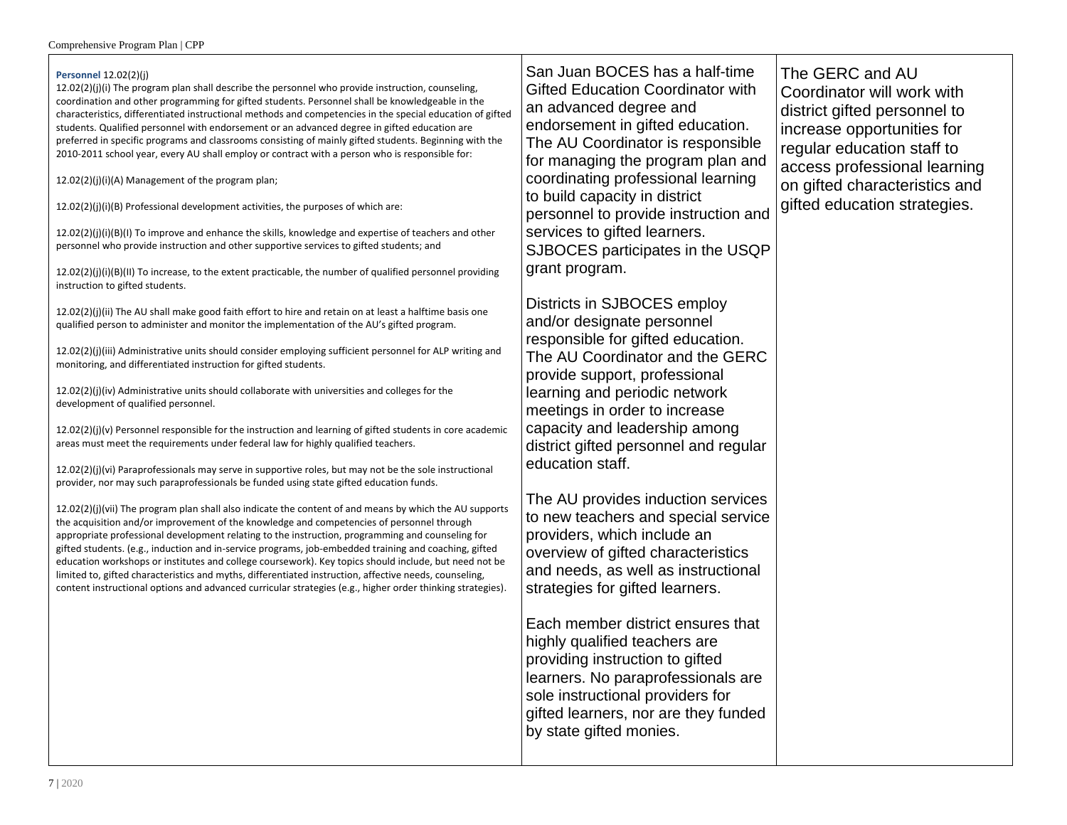| | | |
|---|---|---|
| **Personnel** 12.02(2)(j)<br>12.02(2)(j)(i) The program plan shall describe the personnel who provide instruction, counseling, coordination and other programming for gifted students. Personnel shall be knowledgeable in the characteristics, differentiated instructional methods and competencies in the special education of gifted students. Qualified personnel with endorsement or an advanced degree in gifted education are preferred in specific programs and classrooms consisting of mainly gifted students. Beginning with the 2010-2011 school year, every AU shall employ or contract with a person who is responsible for:<br><br>12.02(2)(j)(i)(A) Management of the program plan;<br><br>12.02(2)(j)(i)(B) Professional development activities, the purposes of which are:<br><br>12.02(2)(j)(i)(B)(I) To improve and enhance the skills, knowledge and expertise of teachers and other personnel who provide instruction and other supportive services to gifted students; and<br><br>12.02(2)(j)(i)(B)(II) To increase, to the extent practicable, the number of qualified personnel providing instruction to gifted students.<br><br>12.02(2)(j)(ii) The AU shall make good faith effort to hire and retain on at least a halftime basis one qualified person to administer and monitor the implementation of the AU's gifted program.<br><br>12.02(2)(j)(iii) Administrative units should consider employing sufficient personnel for ALP writing and monitoring, and differentiated instruction for gifted students.<br><br>12.02(2)(j)(iv) Administrative units should collaborate with universities and colleges for the development of qualified personnel.<br><br>12.02(2)(j)(v) Personnel responsible for the instruction and learning of gifted students in core academic areas must meet the requirements under federal law for highly qualified teachers.<br><br>12.02(2)(j)(vi) Paraprofessionals may serve in supportive roles, but may not be the sole instructional provider, nor may such paraprofessionals be funded using state gifted education funds.<br><br>12.02(2)(j)(vii) The program plan shall also indicate the content of and means by which the AU supports the acquisition and/or improvement of the knowledge and competencies of personnel through appropriate professional development relating to the instruction, programming and counseling for gifted students. (e.g., induction and in-service programs, job-embedded training and coaching, gifted education workshops or institutes and college coursework). Key topics should include, but need not be limited to, gifted characteristics and myths, differentiated instruction, affective needs, counseling, content instructional options and advanced curricular strategies (e.g., higher order thinking strategies). | San Juan BOCES has a half-time Gifted Education Coordinator with an advanced degree and endorsement in gifted education. The AU Coordinator is responsible for managing the program plan and coordinating professional learning to build capacity in district personnel to provide instruction and services to gifted learners. SJBOCES participates in the USQP grant program.<br><br>Districts in SJBOCES employ and/or designate personnel responsible for gifted education. The AU Coordinator and the GERC provide support, professional learning and periodic network meetings in order to increase capacity and leadership among district gifted personnel and regular education staff.<br><br>The AU provides induction services to new teachers and special service providers, which include an overview of gifted characteristics and needs, as well as instructional strategies for gifted learners.<br><br>Each member district ensures that highly qualified teachers are providing instruction to gifted learners. No paraprofessionals are sole instructional providers for gifted learners, nor are they funded by state gifted monies. | The GERC and AU Coordinator will work with district gifted personnel to increase opportunities for regular education staff to access professional learning on gifted characteristics and gifted education strategies. |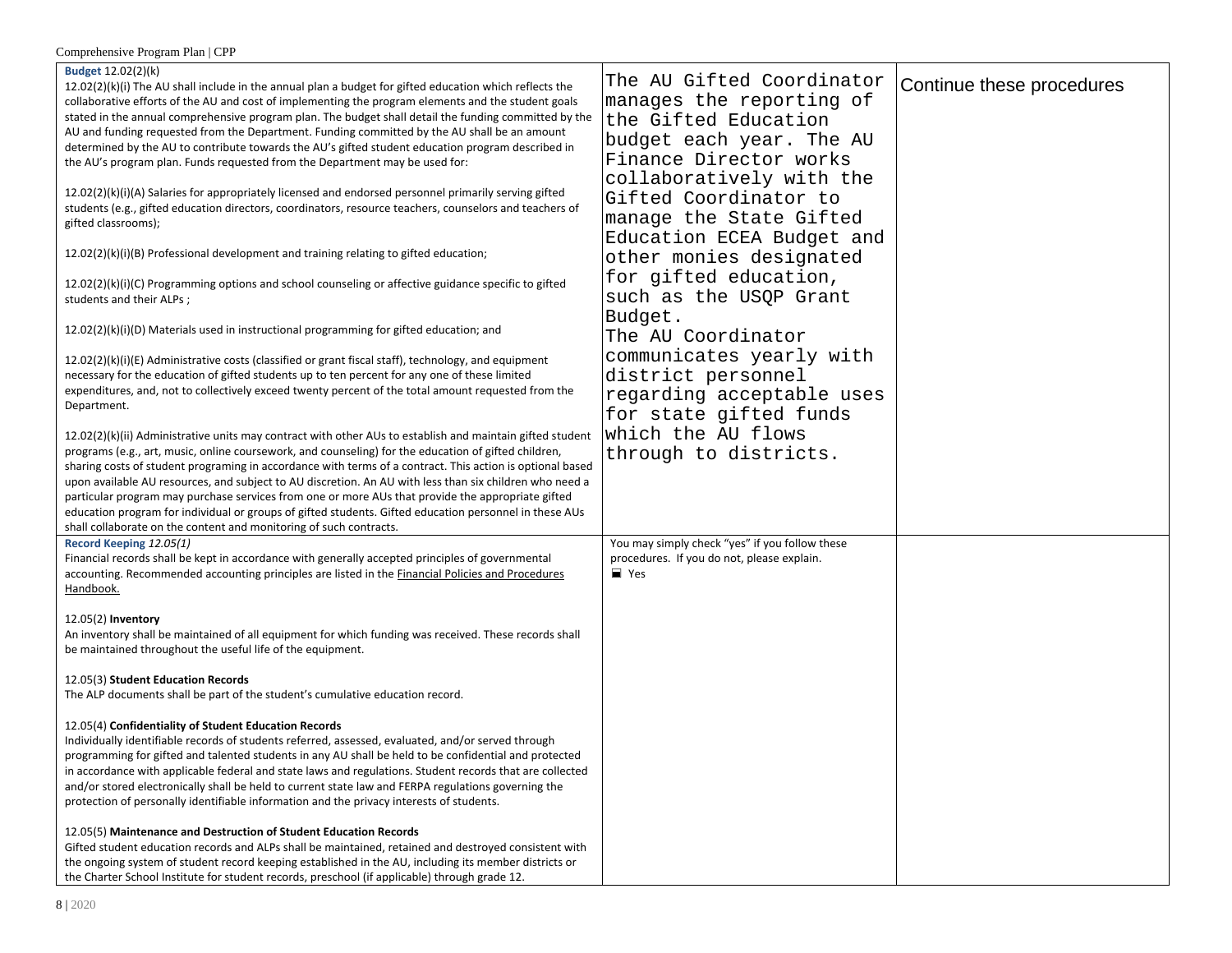| | | |
|---|---|---|
| **Budget** 12.02(2)(k)<br>12.02(2)(k)(i) The AU shall include in the annual plan a budget for gifted education which reflects the collaborative efforts of the AU and cost of implementing the program elements and the student goals stated in the annual comprehensive program plan. The budget shall detail the funding committed by the AU and funding requested from the Department. Funding committed by the AU shall be an amount determined by the AU to contribute towards the AU's gifted student education program described in the AU's program plan. Funds requested from the Department may be used for:<br><br>12.02(2)(k)(i)(A) Salaries for appropriately licensed and endorsed personnel primarily serving gifted students (e.g., gifted education directors, coordinators, resource teachers, counselors and teachers of gifted classrooms);<br><br>12.02(2)(k)(i)(B) Professional development and training relating to gifted education;<br><br>12.02(2)(k)(i)(C) Programming options and school counseling or affective guidance specific to gifted students and their ALPs ;<br><br>12.02(2)(k)(i)(D) Materials used in instructional programming for gifted education; and<br><br>12.02(2)(k)(i)(E) Administrative costs (classified or grant fiscal staff), technology, and equipment necessary for the education of gifted students up to ten percent for any one of these limited expenditures, and, not to collectively exceed twenty percent of the total amount requested from the Department.<br><br>12.02(2)(k)(ii) Administrative units may contract with other AUs to establish and maintain gifted student programs (e.g., art, music, online coursework, and counseling) for the education of gifted children, sharing costs of student programing in accordance with terms of a contract. This action is optional based upon available AU resources, and subject to AU discretion. An AU with less than six children who need a particular program may purchase services from one or more AUs that provide the appropriate gifted education program for individual or groups of gifted students. Gifted education personnel in these AUs shall collaborate on the content and monitoring of such contracts. | The AU Gifted Coordinator manages the reporting of the Gifted Education budget each year. The AU Finance Director works collaboratively with the Gifted Coordinator to manage the State Gifted Education ECEA Budget and other monies designated for gifted education, such as the USQP Grant Budget.<br>The AU Coordinator communicates yearly with district personnel regarding acceptable uses for state gifted funds which the AU flows through to districts. | Continue these procedures |
| **Record Keeping** *12.05(1)*<br>Financial records shall be kept in accordance with generally accepted principles of governmental accounting. Recommended accounting principles are listed in the Financial Policies and Procedures Handbook.<br><br>12.05(2) **Inventory**<br>An inventory shall be maintained of all equipment for which funding was received. These records shall be maintained throughout the useful life of the equipment.<br><br>12.05(3) **Student Education Records**<br>The ALP documents shall be part of the student's cumulative education record.<br><br>12.05(4) **Confidentiality of Student Education Records**<br>Individually identifiable records of students referred, assessed, evaluated, and/or served through programming for gifted and talented students in any AU shall be held to be confidential and protected in accordance with applicable federal and state laws and regulations. Student records that are collected and/or stored electronically shall be held to current state law and FERPA regulations governing the protection of personally identifiable information and the privacy interests of students.<br><br>12.05(5) **Maintenance and Destruction of Student Education Records**<br>Gifted student education records and ALPs shall be maintained, retained and destroyed consistent with the ongoing system of student record keeping established in the AU, including its member districts or the Charter School Institute for student records, preschool (if applicable) through grade 12. | You may simply check "yes" if you follow these procedures. If you do not, please explain.<br>☒ Yes | |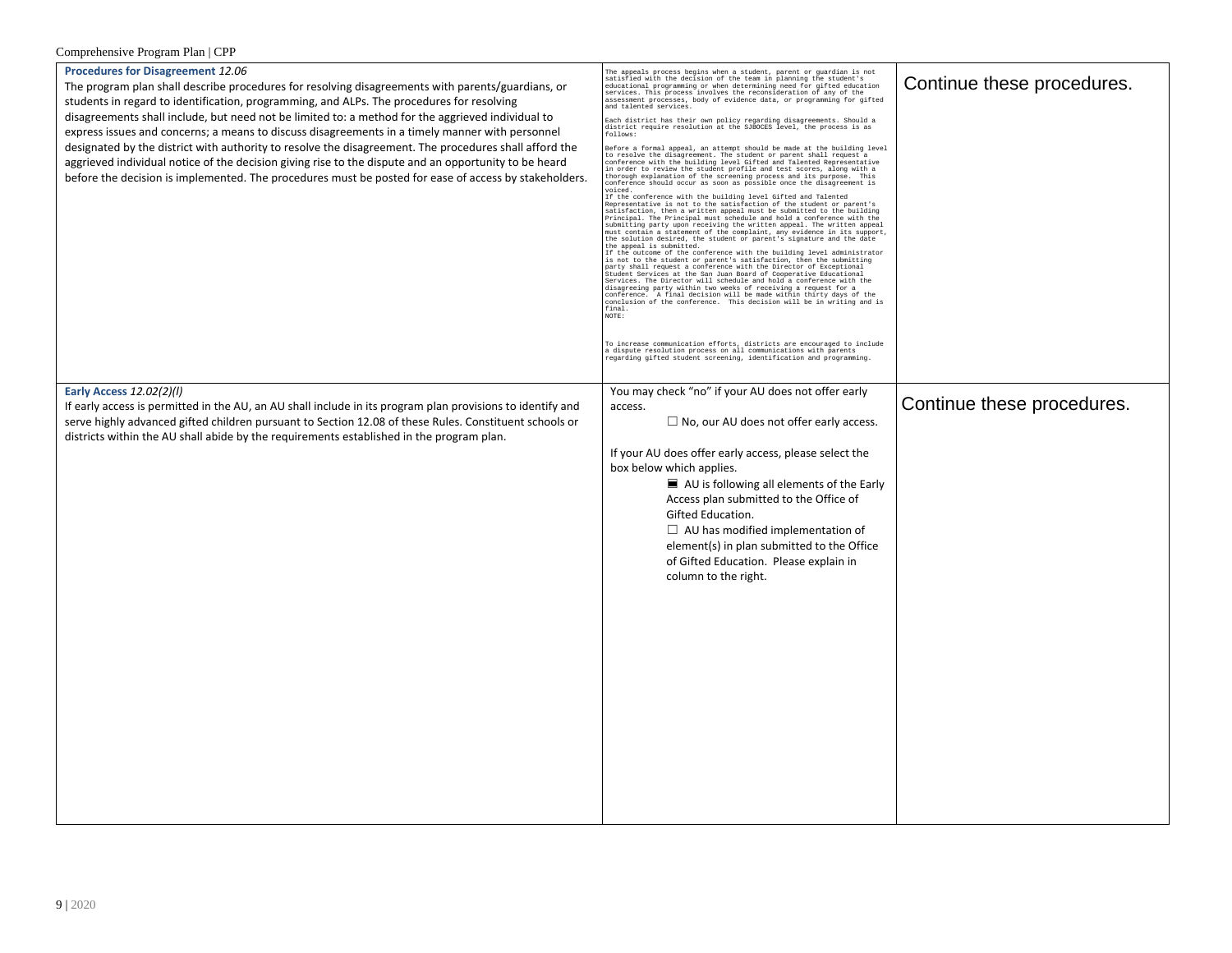| | | |
|---|---|---|
| **Procedures for Disagreement** *12.06*<br>The program plan shall describe procedures for resolving disagreements with parents/guardians, or students in regard to identification, programming, and ALPs. The procedures for resolving disagreements shall include, but need not be limited to: a method for the aggrieved individual to express issues and concerns; a means to discuss disagreements in a timely manner with personnel designated by the district with authority to resolve the disagreement. The procedures shall afford the aggrieved individual notice of the decision giving rise to the dispute and an opportunity to be heard before the decision is implemented. The procedures must be posted for ease of access by stakeholders. | The appeals process begins when a student, parent or guardian is not satisfied with the decision of the team in planning the student's educational programming or when determining need for gifted education services. This process involves the reconsideration of any of the assessment processes, body of evidence data, or programming for gifted and talented services.<br><br>Each district has their own policy regarding disagreements. Should a district require resolution at the SJBOCES level, the process is as follows:<br><br>Before a formal appeal, an attempt should be made at the building level to resolve the disagreement. The student or parent shall request a conference with the building level Gifted and Talented Representative in order to review the student profile and test scores, along with a thorough explanation of the screening process and its purpose. This conference should occur as soon as possible once the disagreement is voiced.<br>If the conference with the building level Gifted and Talented Representative is not to the satisfaction of the student or parent's satisfaction, then a written appeal must be submitted to the building Principal. The Principal must schedule and hold a conference with the submitting party upon receiving the written appeal. The written appeal must contain a statement of the complaint, any evidence in its support, the solution desired, the student or parent's signature and the date the appeal is submitted.<br>If the outcome of the conference with the building level administrator is not to the student or parent's satisfaction, then the submitting party shall request a conference with the Director of Exceptional Student Services at the San Juan Board of Cooperative Educational Services. The Director will schedule and hold a conference with the disagreeing party within two weeks of receiving a request for a conference. A final decision will be made within thirty days of the conclusion of the conference. This decision will be in writing and is final.<br>NOTE:<br><br>To increase communication efforts, districts are encouraged to include a dispute resolution process on all communications with parents regarding gifted student screening, identification and programming. | Continue these procedures. |
| **Early Access** *12.02(2)(l)*<br>If early access is permitted in the AU, an AU shall include in its program plan provisions to identify and serve highly advanced gifted children pursuant to Section 12.08 of these Rules. Constituent schools or districts within the AU shall abide by the requirements established in the program plan. | You may check "no" if your AU does not offer early access.<br>☐ No, our AU does not offer early access.<br><br>If your AU does offer early access, please select the box below which applies.<br>■ AU is following all elements of the Early Access plan submitted to the Office of Gifted Education.<br>☐ AU has modified implementation of element(s) in plan submitted to the Office of Gifted Education. Please explain in column to the right. | Continue these procedures. |